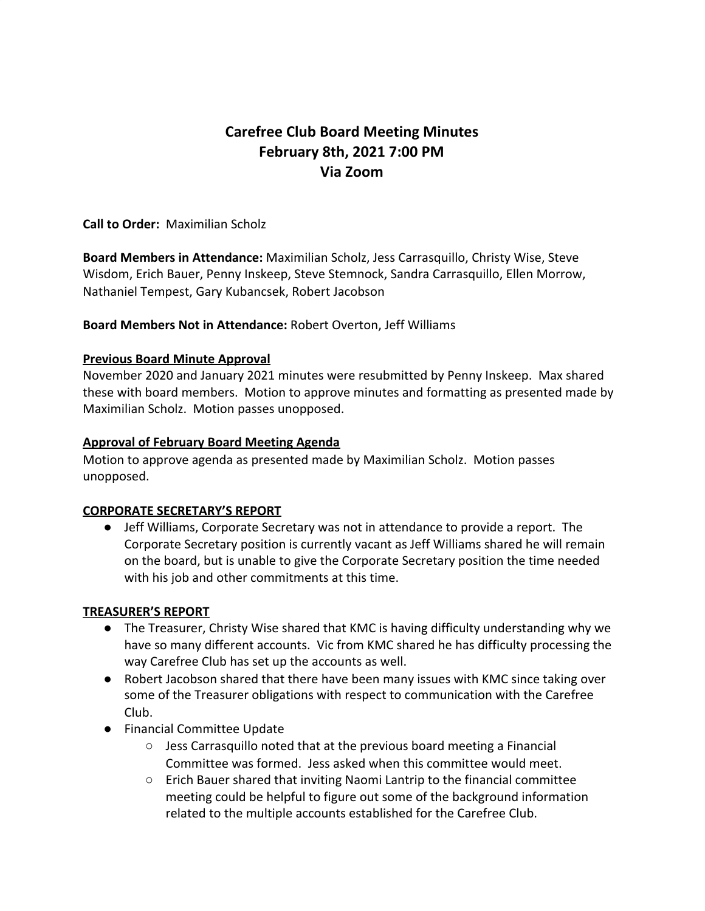# Carefree Club Board Meeting Minutes
# February 8th, 2021 7:00 PM
# Via Zoom

**Call to Order:** Maximilian Scholz

**Board Members in Attendance:** Maximilian Scholz, Jess Carrasquillo, Christy Wise, Steve Wisdom, Erich Bauer, Penny Inskeep, Steve Stemnock, Sandra Carrasquillo, Ellen Morrow, Nathaniel Tempest, Gary Kubancsek, Robert Jacobson

**Board Members Not in Attendance:** Robert Overton, Jeff Williams

**Previous Board Minute Approval**

November 2020 and January 2021 minutes were resubmitted by Penny Inskeep. Max shared these with board members. Motion to approve minutes and formatting as presented made by Maximilian Scholz. Motion passes unopposed.

**Approval of February Board Meeting Agenda**

Motion to approve agenda as presented made by Maximilian Scholz. Motion passes unopposed.

**CORPORATE SECRETARY'S REPORT**

- Jeff Williams, Corporate Secretary was not in attendance to provide a report. The Corporate Secretary position is currently vacant as Jeff Williams shared he will remain on the board, but is unable to give the Corporate Secretary position the time needed with his job and other commitments at this time.

**TREASURER'S REPORT**

- The Treasurer, Christy Wise shared that KMC is having difficulty understanding why we have so many different accounts. Vic from KMC shared he has difficulty processing the way Carefree Club has set up the accounts as well.
- Robert Jacobson shared that there have been many issues with KMC since taking over some of the Treasurer obligations with respect to communication with the Carefree Club.
- Financial Committee Update
  - Jess Carrasquillo noted that at the previous board meeting a Financial Committee was formed. Jess asked when this committee would meet.
  - Erich Bauer shared that inviting Naomi Lantrip to the financial committee meeting could be helpful to figure out some of the background information related to the multiple accounts established for the Carefree Club.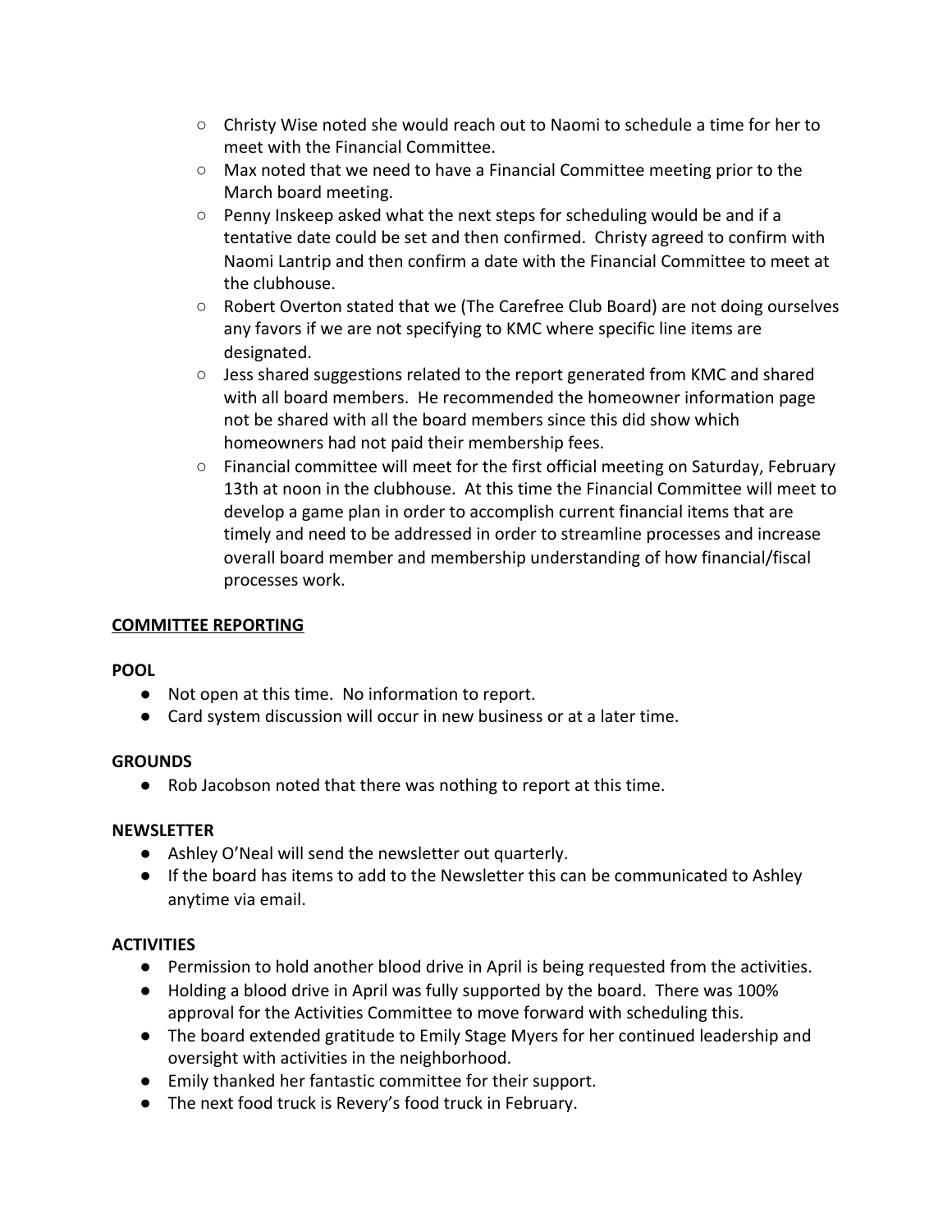- Christy Wise noted she would reach out to Naomi to schedule a time for her to meet with the Financial Committee.
- Max noted that we need to have a Financial Committee meeting prior to the March board meeting.
- Penny Inskeep asked what the next steps for scheduling would be and if a tentative date could be set and then confirmed. Christy agreed to confirm with Naomi Lantrip and then confirm a date with the Financial Committee to meet at the clubhouse.
- Robert Overton stated that we (The Carefree Club Board) are not doing ourselves any favors if we are not specifying to KMC where specific line items are designated.
- Jess shared suggestions related to the report generated from KMC and shared with all board members. He recommended the homeowner information page not be shared with all the board members since this did show which homeowners had not paid their membership fees.
- Financial committee will meet for the first official meeting on Saturday, February 13th at noon in the clubhouse. At this time the Financial Committee will meet to develop a game plan in order to accomplish current financial items that are timely and need to be addressed in order to streamline processes and increase overall board member and membership understanding of how financial/fiscal processes work.

**COMMITTEE REPORTING**

**POOL**

- Not open at this time. No information to report.
- Card system discussion will occur in new business or at a later time.

**GROUNDS**

- Rob Jacobson noted that there was nothing to report at this time.

**NEWSLETTER**

- Ashley O'Neal will send the newsletter out quarterly.
- If the board has items to add to the Newsletter this can be communicated to Ashley anytime via email.

**ACTIVITIES**

- Permission to hold another blood drive in April is being requested from the activities.
- Holding a blood drive in April was fully supported by the board. There was 100% approval for the Activities Committee to move forward with scheduling this.
- The board extended gratitude to Emily Stage Myers for her continued leadership and oversight with activities in the neighborhood.
- Emily thanked her fantastic committee for their support.
- The next food truck is Revery's food truck in February.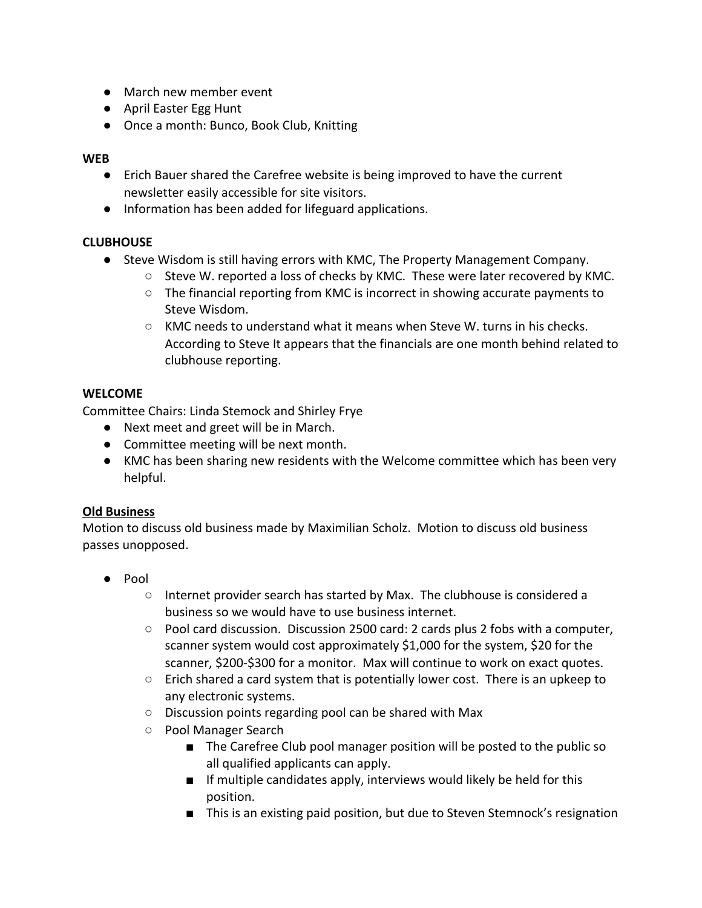- March new member event
- April Easter Egg Hunt
- Once a month: Bunco, Book Club, Knitting

**WEB**

- Erich Bauer shared the Carefree website is being improved to have the current newsletter easily accessible for site visitors.
- Information has been added for lifeguard applications.

**CLUBHOUSE**

- Steve Wisdom is still having errors with KMC, The Property Management Company.
  - Steve W. reported a loss of checks by KMC. These were later recovered by KMC.
  - The financial reporting from KMC is incorrect in showing accurate payments to Steve Wisdom.
  - KMC needs to understand what it means when Steve W. turns in his checks. According to Steve It appears that the financials are one month behind related to clubhouse reporting.

**WELCOME**

Committee Chairs: Linda Stemock and Shirley Frye

- Next meet and greet will be in March.
- Committee meeting will be next month.
- KMC has been sharing new residents with the Welcome committee which has been very helpful.

**Old Business**

Motion to discuss old business made by Maximilian Scholz. Motion to discuss old business passes unopposed.

- Pool
  - Internet provider search has started by Max. The clubhouse is considered a business so we would have to use business internet.
  - Pool card discussion. Discussion 2500 card: 2 cards plus 2 fobs with a computer, scanner system would cost approximately $1,000 for the system, $20 for the scanner, $200-$300 for a monitor. Max will continue to work on exact quotes.
  - Erich shared a card system that is potentially lower cost. There is an upkeep to any electronic systems.
  - Discussion points regarding pool can be shared with Max
  - Pool Manager Search
    - The Carefree Club pool manager position will be posted to the public so all qualified applicants can apply.
    - If multiple candidates apply, interviews would likely be held for this position.
    - This is an existing paid position, but due to Steven Stemnock's resignation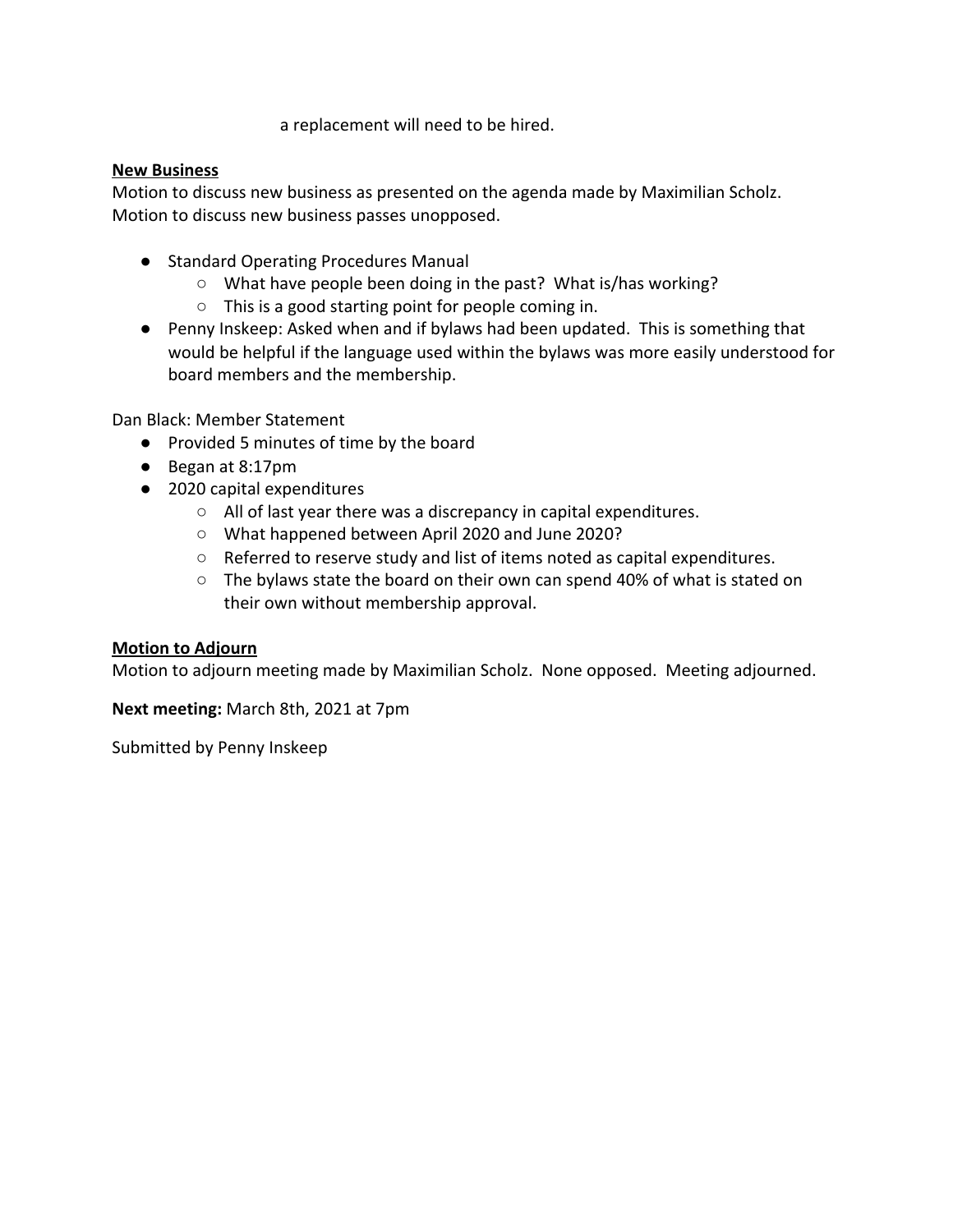a replacement will need to be hired.

**New Business**

Motion to discuss new business as presented on the agenda made by Maximilian Scholz.
Motion to discuss new business passes unopposed.

- Standard Operating Procedures Manual
  - What have people been doing in the past? What is/has working?
  - This is a good starting point for people coming in.
- Penny Inskeep: Asked when and if bylaws had been updated. This is something that would be helpful if the language used within the bylaws was more easily understood for board members and the membership.

Dan Black: Member Statement

- Provided 5 minutes of time by the board
- Began at 8:17pm
- 2020 capital expenditures
  - All of last year there was a discrepancy in capital expenditures.
  - What happened between April 2020 and June 2020?
  - Referred to reserve study and list of items noted as capital expenditures.
  - The bylaws state the board on their own can spend 40% of what is stated on their own without membership approval.

**Motion to Adjourn**

Motion to adjourn meeting made by Maximilian Scholz. None opposed. Meeting adjourned.

**Next meeting:** March 8th, 2021 at 7pm

Submitted by Penny Inskeep